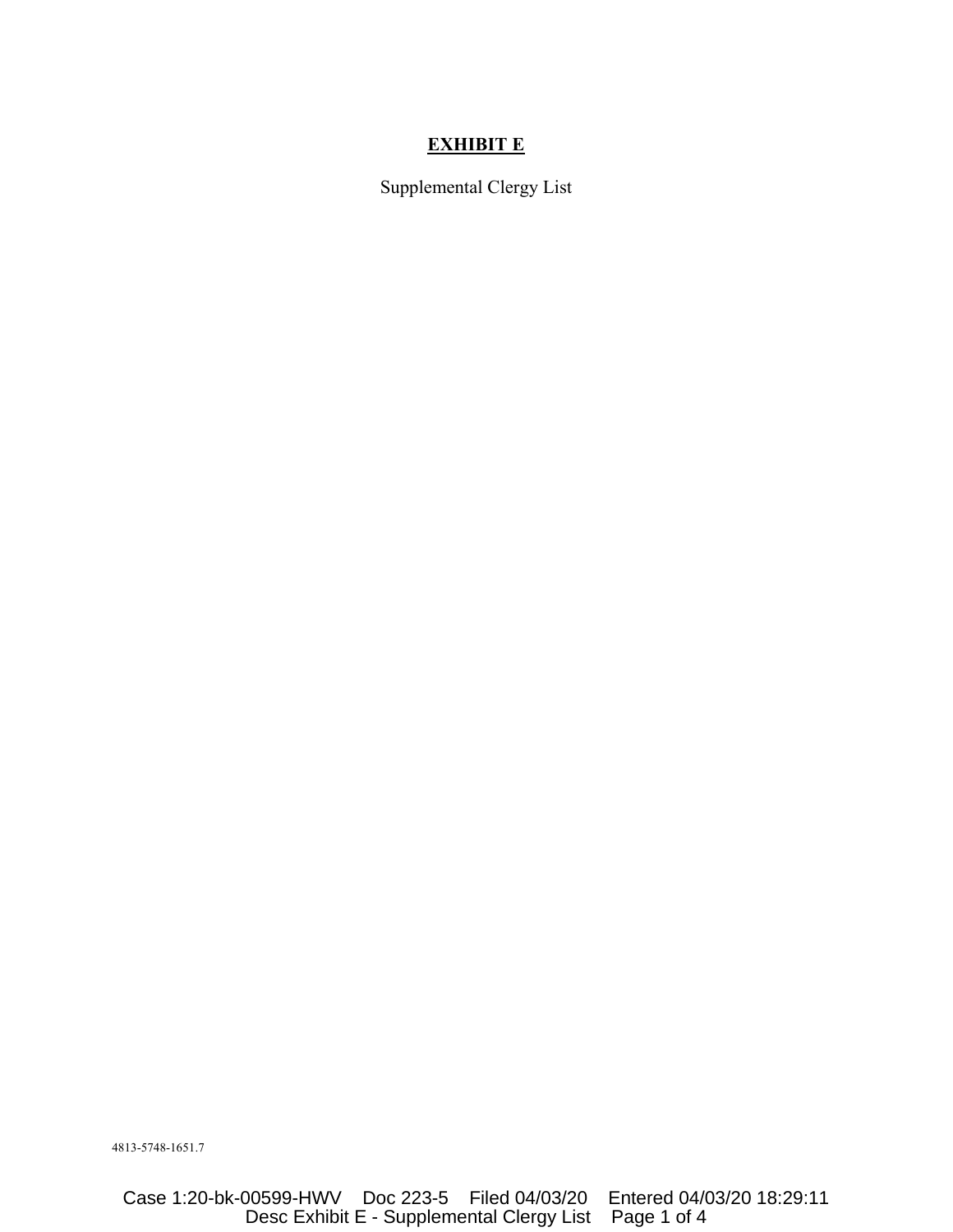# **EXHIBIT E**

Supplemental Clergy List

4813-5748-1651.7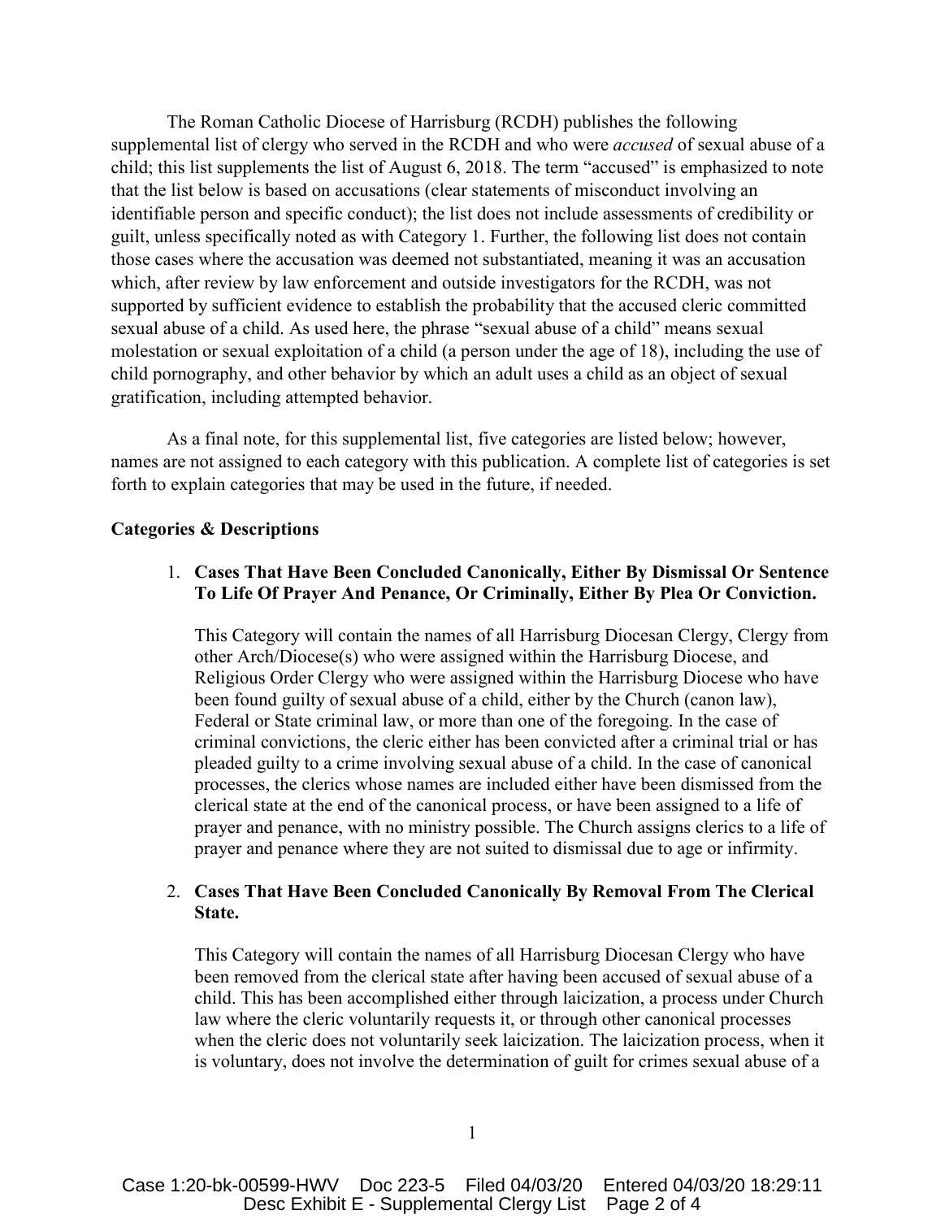The Roman Catholic Diocese of Harrisburg (RCDH) publishes the following supplemental list of clergy who served in the RCDH and who were *accused* of sexual abuse of a child; this list supplements the list of August 6, 2018. The term "accused" is emphasized to note that the list below is based on accusations (clear statements of misconduct involving an identifiable person and specific conduct); the list does not include assessments of credibility or guilt, unless specifically noted as with Category 1. Further, the following list does not contain those cases where the accusation was deemed not substantiated, meaning it was an accusation which, after review by law enforcement and outside investigators for the RCDH, was not supported by sufficient evidence to establish the probability that the accused cleric committed sexual abuse of a child. As used here, the phrase "sexual abuse of a child" means sexual molestation or sexual exploitation of a child (a person under the age of 18), including the use of child pornography, and other behavior by which an adult uses a child as an object of sexual gratification, including attempted behavior.

As a final note, for this supplemental list, five categories are listed below; however, names are not assigned to each category with this publication. A complete list of categories is set forth to explain categories that may be used in the future, if needed.

**Categories & Descriptions**

1. **Cases That Have Been Concluded Canonically, Either By Dismissal Or Sentence To Life Of Prayer And Penance, Or Criminally, Either By Plea Or Conviction.**

   This Category will contain the names of all Harrisburg Diocesan Clergy, Clergy from other Arch/Diocese(s) who were assigned within the Harrisburg Diocese, and Religious Order Clergy who were assigned within the Harrisburg Diocese who have been found guilty of sexual abuse of a child, either by the Church (canon law), Federal or State criminal law, or more than one of the foregoing. In the case of criminal convictions, the cleric either has been convicted after a criminal trial or has pleaded guilty to a crime involving sexual abuse of a child. In the case of canonical processes, the clerics whose names are included either have been dismissed from the clerical state at the end of the canonical process, or have been assigned to a life of prayer and penance, with no ministry possible. The Church assigns clerics to a life of prayer and penance where they are not suited to dismissal due to age or infirmity.

2. **Cases That Have Been Concluded Canonically By Removal From The Clerical State.**

   This Category will contain the names of all Harrisburg Diocesan Clergy who have been removed from the clerical state after having been accused of sexual abuse of a child. This has been accomplished either through laicization, a process under Church law where the cleric voluntarily requests it, or through other canonical processes when the cleric does not voluntarily seek laicization. The laicization process, when it is voluntary, does not involve the determination of guilt for crimes sexual abuse of a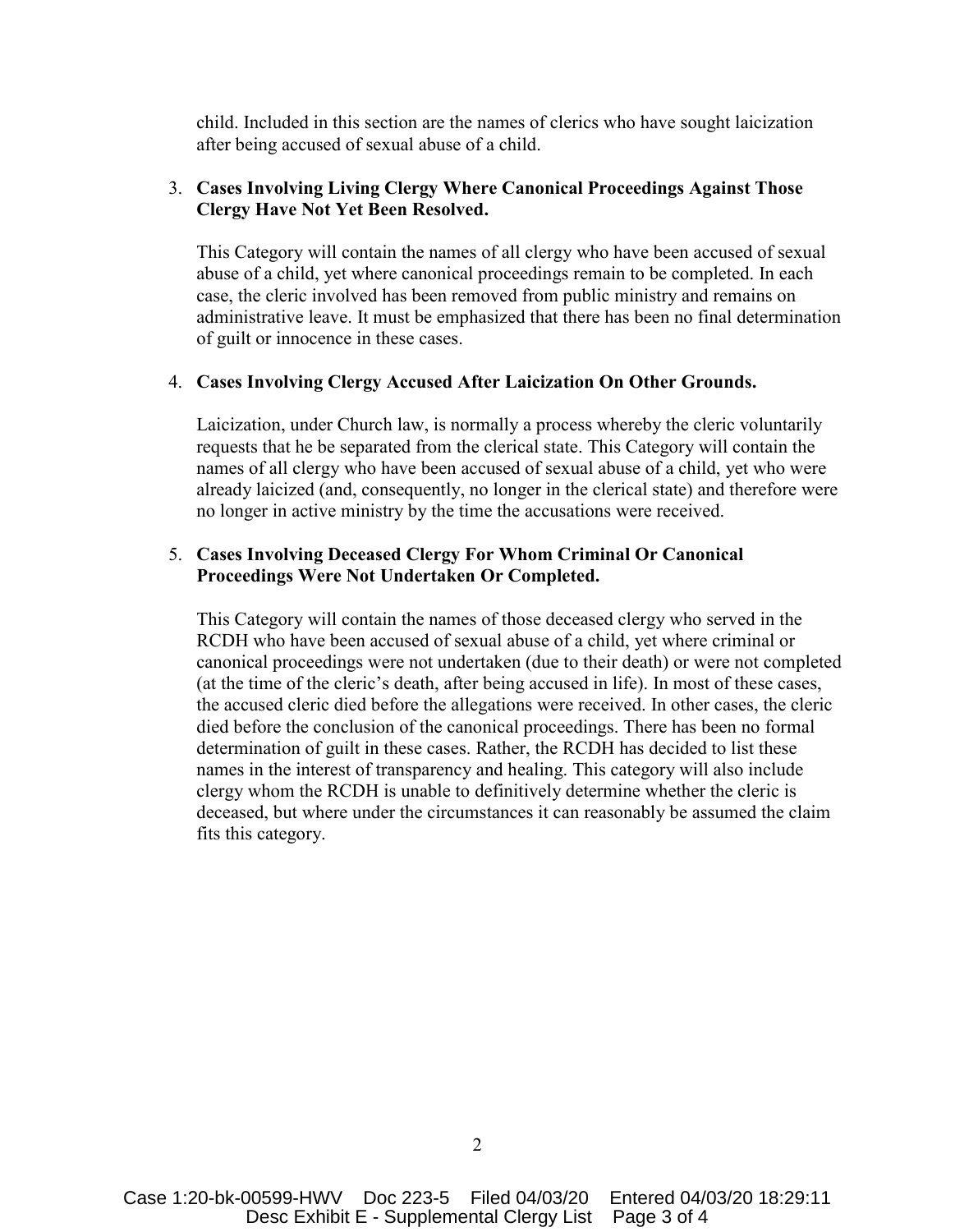child. Included in this section are the names of clerics who have sought laicization after being accused of sexual abuse of a child.

3. **Cases Involving Living Clergy Where Canonical Proceedings Against Those Clergy Have Not Yet Been Resolved.**

   This Category will contain the names of all clergy who have been accused of sexual abuse of a child, yet where canonical proceedings remain to be completed. In each case, the cleric involved has been removed from public ministry and remains on administrative leave. It must be emphasized that there has been no final determination of guilt or innocence in these cases.

4. **Cases Involving Clergy Accused After Laicization On Other Grounds.**

   Laicization, under Church law, is normally a process whereby the cleric voluntarily requests that he be separated from the clerical state. This Category will contain the names of all clergy who have been accused of sexual abuse of a child, yet who were already laicized (and, consequently, no longer in the clerical state) and therefore were no longer in active ministry by the time the accusations were received.

5. **Cases Involving Deceased Clergy For Whom Criminal Or Canonical Proceedings Were Not Undertaken Or Completed.**

   This Category will contain the names of those deceased clergy who served in the RCDH who have been accused of sexual abuse of a child, yet where criminal or canonical proceedings were not undertaken (due to their death) or were not completed (at the time of the cleric's death, after being accused in life). In most of these cases, the accused cleric died before the allegations were received. In other cases, the cleric died before the conclusion of the canonical proceedings. There has been no formal determination of guilt in these cases. Rather, the RCDH has decided to list these names in the interest of transparency and healing. This category will also include clergy whom the RCDH is unable to definitively determine whether the cleric is deceased, but where under the circumstances it can reasonably be assumed the claim fits this category.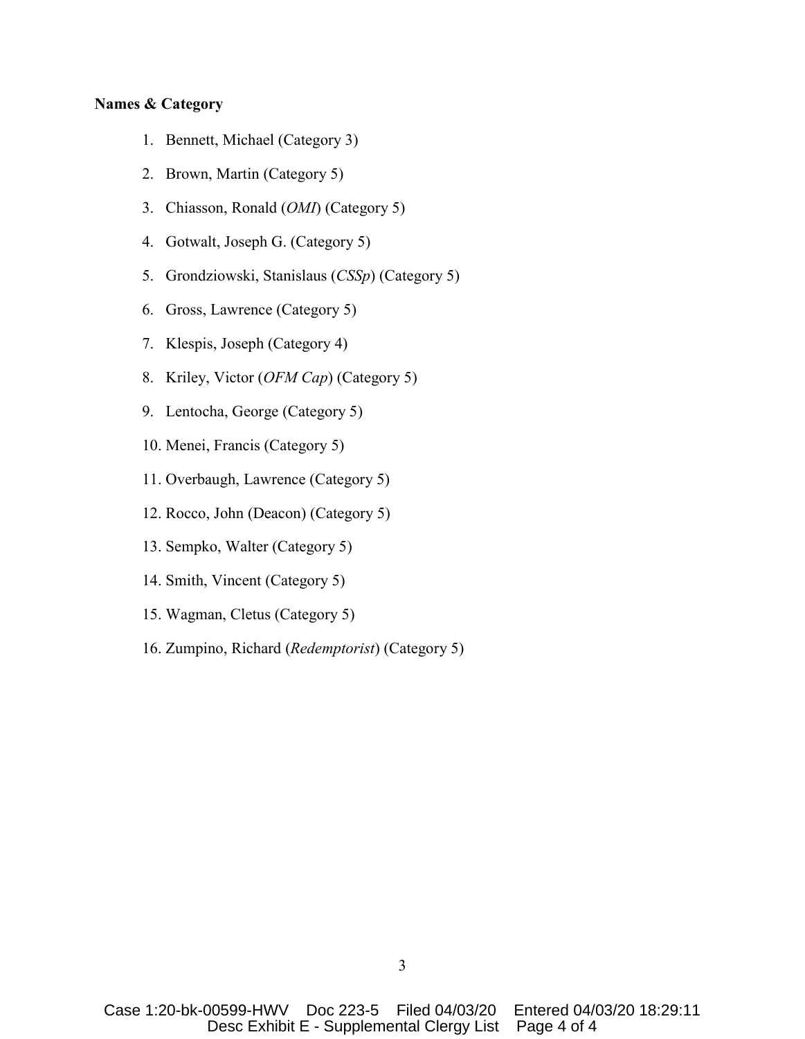**Names & Category**

1. Bennett, Michael (Category 3)
2. Brown, Martin (Category 5)
3. Chiasson, Ronald (*OMI*) (Category 5)
4. Gotwalt, Joseph G. (Category 5)
5. Grondziowski, Stanislaus (*CSSp*) (Category 5)
6. Gross, Lawrence (Category 5)
7. Klespis, Joseph (Category 4)
8. Kriley, Victor (*OFM Cap*) (Category 5)
9. Lentocha, George (Category 5)
10. Menei, Francis (Category 5)
11. Overbaugh, Lawrence (Category 5)
12. Rocco, John (Deacon) (Category 5)
13. Sempko, Walter (Category 5)
14. Smith, Vincent (Category 5)
15. Wagman, Cletus (Category 5)
16. Zumpino, Richard (*Redemptorist*) (Category 5)